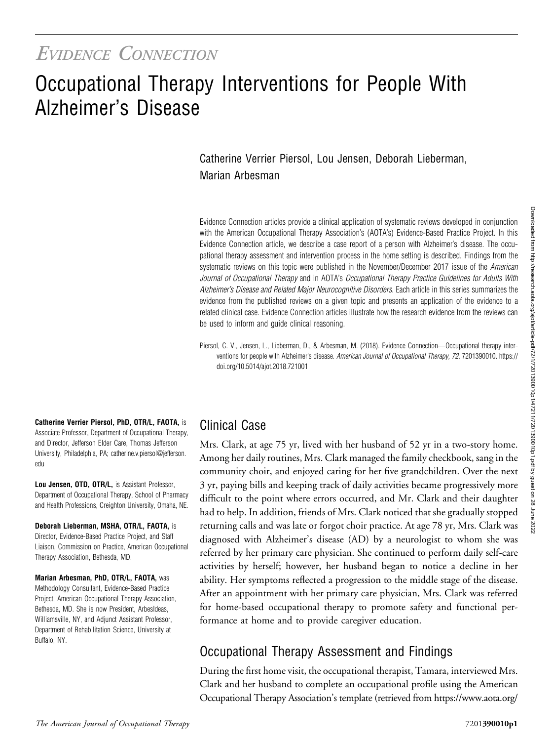*Evidence Connection*

# Occupational Therapy Interventions for People With Alzheimer's Disease

Catherine Verrier Piersol, Lou Jensen, Deborah Lieberman, Marian Arbesman

Evidence Connection articles provide a clinical application of systematic reviews developed in conjunction with the American Occupational Therapy Association's (AOTA's) Evidence-Based Practice Project. In this Evidence Connection article, we describe a case report of a person with Alzheimer's disease. The occupational therapy assessment and intervention process in the home setting is described. Findings from the systematic reviews on this topic were published in the November/December 2017 issue of the *American Journal of Occupational Therapy* and in AOTA's *Occupational Therapy Practice Guidelines for Adults With Alzheimer's Disease and Related Major Neurocognitive Disorders*. Each article in this series summarizes the evidence from the published reviews on a given topic and presents an application of the evidence to a related clinical case. Evidence Connection articles illustrate how the research evidence from the reviews can be used to inform and guide clinical reasoning.

Piersol, C. V., Jensen, L., Lieberman, D., & Arbesman, M. (2018). Evidence Connection—Occupational therapy interventions for people with Alzheimer's disease. *American Journal of Occupational Therapy, 72,* 7201390010. https://doi.org/10.5014/ajot.2018.721001

**Catherine Verrier Piersol, PhD, OTR/L, FAOTA,** is Associate Professor, Department of Occupational Therapy, and Director, Jefferson Elder Care, Thomas Jefferson University, Philadelphia, PA; catherine.v.piersol@jefferson.edu

**Lou Jensen, OTD, OTR/L,** is Assistant Professor, Department of Occupational Therapy, School of Pharmacy and Health Professions, Creighton University, Omaha, NE.

**Deborah Lieberman, MSHA, OTR/L, FAOTA,** is Director, Evidence-Based Practice Project, and Staff Liaison, Commission on Practice, American Occupational Therapy Association, Bethesda, MD.

**Marian Arbesman, PhD, OTR/L, FAOTA,** was Methodology Consultant, Evidence-Based Practice Project, American Occupational Therapy Association, Bethesda, MD. She is now President, ArbesIdeas, Williamsville, NY, and Adjunct Assistant Professor, Department of Rehabilitation Science, University at Buffalo, NY.

## Clinical Case

Mrs. Clark, at age 75 yr, lived with her husband of 52 yr in a two-story home. Among her daily routines, Mrs. Clark managed the family checkbook, sang in the community choir, and enjoyed caring for her five grandchildren. Over the next 3 yr, paying bills and keeping track of daily activities became progressively more difficult to the point where errors occurred, and Mr. Clark and their daughter had to help. In addition, friends of Mrs. Clark noticed that she gradually stopped returning calls and was late or forgot choir practice. At age 78 yr, Mrs. Clark was diagnosed with Alzheimer's disease (AD) by a neurologist to whom she was referred by her primary care physician. She continued to perform daily self-care activities by herself; however, her husband began to notice a decline in her ability. Her symptoms reflected a progression to the middle stage of the disease. After an appointment with her primary care physician, Mrs. Clark was referred for home-based occupational therapy to promote safety and functional performance at home and to provide caregiver education.

## Occupational Therapy Assessment and Findings

During the first home visit, the occupational therapist, Tamara, interviewed Mrs. Clark and her husband to complete an occupational profile using the American Occupational Therapy Association's template (retrieved from https://www.aota.org/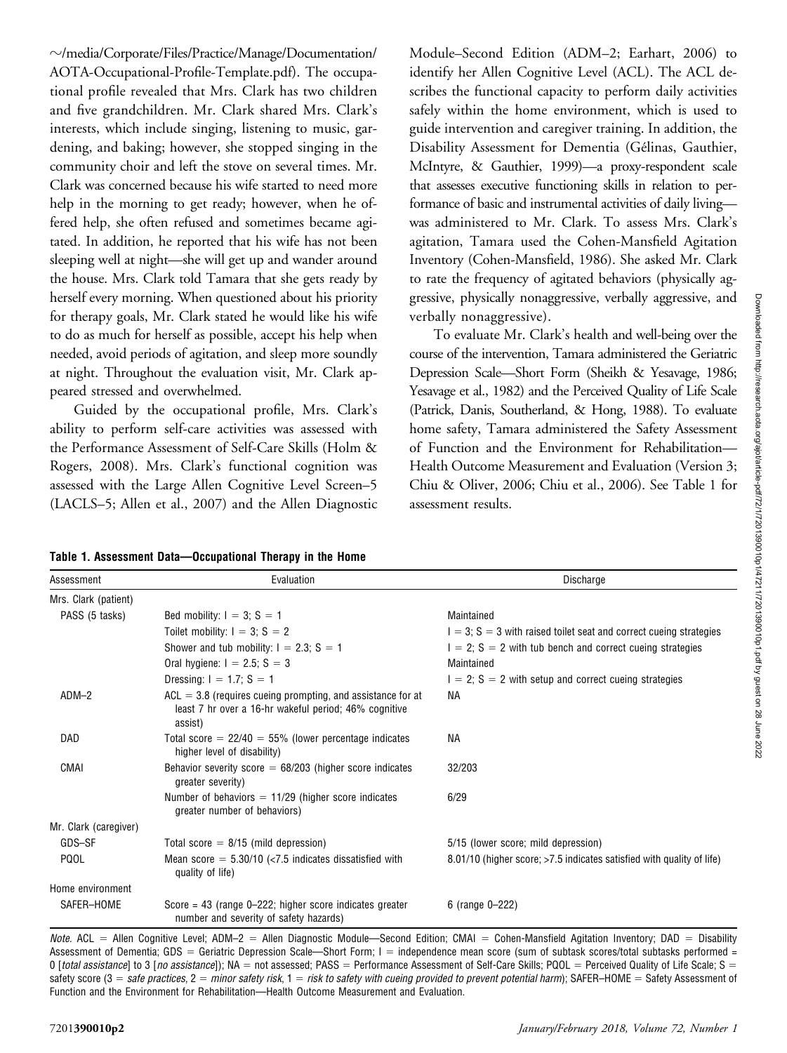~/media/Corporate/Files/Practice/Manage/Documentation/AOTA-Occupational-Profile-Template.pdf). The occupational profile revealed that Mrs. Clark has two children and five grandchildren. Mr. Clark shared Mrs. Clark's interests, which include singing, listening to music, gardening, and baking; however, she stopped singing in the community choir and left the stove on several times. Mr. Clark was concerned because his wife started to need more help in the morning to get ready; however, when he offered help, she often refused and sometimes became agitated. In addition, he reported that his wife has not been sleeping well at night—she will get up and wander around the house. Mrs. Clark told Tamara that she gets ready by herself every morning. When questioned about his priority for therapy goals, Mr. Clark stated he would like his wife to do as much for herself as possible, accept his help when needed, avoid periods of agitation, and sleep more soundly at night. Throughout the evaluation visit, Mr. Clark appeared stressed and overwhelmed.

Guided by the occupational profile, Mrs. Clark's ability to perform self-care activities was assessed with the Performance Assessment of Self-Care Skills (Holm & Rogers, 2008). Mrs. Clark's functional cognition was assessed with the Large Allen Cognitive Level Screen–5 (LACLS–5; Allen et al., 2007) and the Allen Diagnostic Module–Second Edition (ADM–2; Earhart, 2006) to identify her Allen Cognitive Level (ACL). The ACL describes the functional capacity to perform daily activities safely within the home environment, which is used to guide intervention and caregiver training. In addition, the Disability Assessment for Dementia (Gélinas, Gauthier, McIntyre, & Gauthier, 1999)—a proxy-respondent scale that assesses executive functioning skills in relation to performance of basic and instrumental activities of daily living—was administered to Mr. Clark. To assess Mrs. Clark's agitation, Tamara used the Cohen-Mansfield Agitation Inventory (Cohen-Mansfield, 1986). She asked Mr. Clark to rate the frequency of agitated behaviors (physically aggressive, physically nonaggressive, verbally aggressive, and verbally nonaggressive).

To evaluate Mr. Clark's health and well-being over the course of the intervention, Tamara administered the Geriatric Depression Scale—Short Form (Sheikh & Yesavage, 1986; Yesavage et al., 1982) and the Perceived Quality of Life Scale (Patrick, Danis, Southerland, & Hong, 1988). To evaluate home safety, Tamara administered the Safety Assessment of Function and the Environment for Rehabilitation—Health Outcome Measurement and Evaluation (Version 3; Chiu & Oliver, 2006; Chiu et al., 2006). See Table 1 for assessment results.

**Table 1. Assessment Data—Occupational Therapy in the Home**

| Assessment | Evaluation | Discharge |
|---|---|---|
| Mrs. Clark (patient) | | |
| PASS (5 tasks) | Bed mobility: I = 3; S = 1 | Maintained |
| | Toilet mobility: I = 3; S = 2 | I = 3; S = 3 with raised toilet seat and correct cueing strategies |
| | Shower and tub mobility: I = 2.3; S = 1 | I = 2; S = 2 with tub bench and correct cueing strategies |
| | Oral hygiene: I = 2.5; S = 3 | Maintained |
| | Dressing: I = 1.7; S = 1 | I = 2; S = 2 with setup and correct cueing strategies |
| ADM–2 | ACL = 3.8 (requires cueing prompting, and assistance for at least 7 hr over a 16-hr wakeful period; 46% cognitive assist) | NA |
| DAD | Total score = 22/40 = 55% (lower percentage indicates higher level of disability) | NA |
| CMAI | Behavior severity score = 68/203 (higher score indicates greater severity) | 32/203 |
| | Number of behaviors = 11/29 (higher score indicates greater number of behaviors) | 6/29 |
| Mr. Clark (caregiver) | | |
| GDS–SF | Total score = 8/15 (mild depression) | 5/15 (lower score; mild depression) |
| PQOL | Mean score = 5.30/10 (<7.5 indicates dissatisfied with quality of life) | 8.01/10 (higher score; >7.5 indicates satisfied with quality of life) |
| Home environment | | |
| SAFER–HOME | Score = 43 (range 0–222; higher score indicates greater number and severity of safety hazards) | 6 (range 0–222) |

*Note.* ACL = Allen Cognitive Level; ADM–2 = Allen Diagnostic Module—Second Edition; CMAI = Cohen-Mansfield Agitation Inventory; DAD = Disability Assessment of Dementia; GDS = Geriatric Depression Scale—Short Form; I = independence mean score (sum of subtask scores/total subtasks performed = 0 [*total assistance*] to 3 [*no assistance*]); NA = not assessed; PASS = Performance Assessment of Self-Care Skills; PQOL = Perceived Quality of Life Scale; S = safety score (3 = *safe practices*, 2 = *minor safety risk*, 1 = *risk to safety with cueing provided to prevent potential harm*); SAFER–HOME = Safety Assessment of Function and the Environment for Rehabilitation—Health Outcome Measurement and Evaluation.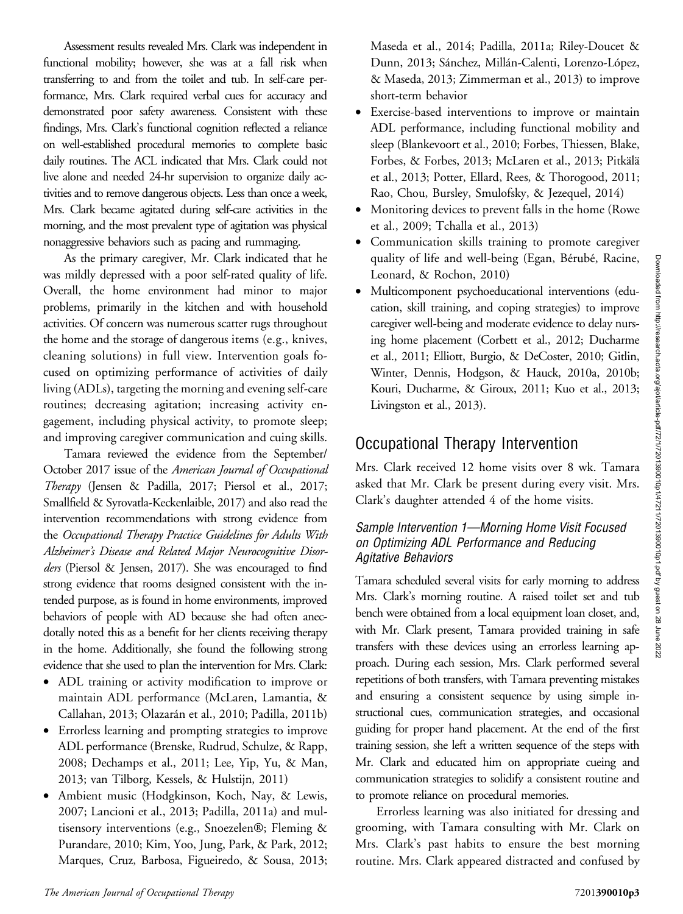Assessment results revealed Mrs. Clark was independent in functional mobility; however, she was at a fall risk when transferring to and from the toilet and tub. In self-care performance, Mrs. Clark required verbal cues for accuracy and demonstrated poor safety awareness. Consistent with these findings, Mrs. Clark's functional cognition reflected a reliance on well-established procedural memories to complete basic daily routines. The ACL indicated that Mrs. Clark could not live alone and needed 24-hr supervision to organize daily activities and to remove dangerous objects. Less than once a week, Mrs. Clark became agitated during self-care activities in the morning, and the most prevalent type of agitation was physical nonaggressive behaviors such as pacing and rummaging.

As the primary caregiver, Mr. Clark indicated that he was mildly depressed with a poor self-rated quality of life. Overall, the home environment had minor to major problems, primarily in the kitchen and with household activities. Of concern was numerous scatter rugs throughout the home and the storage of dangerous items (e.g., knives, cleaning solutions) in full view. Intervention goals focused on optimizing performance of activities of daily living (ADLs), targeting the morning and evening self-care routines; decreasing agitation; increasing activity engagement, including physical activity, to promote sleep; and improving caregiver communication and cuing skills.

Tamara reviewed the evidence from the September/October 2017 issue of the *American Journal of Occupational Therapy* (Jensen & Padilla, 2017; Piersol et al., 2017; Smallfield & Syrovatla-Keckenlaible, 2017) and also read the intervention recommendations with strong evidence from the *Occupational Therapy Practice Guidelines for Adults With Alzheimer's Disease and Related Major Neurocognitive Disorders* (Piersol & Jensen, 2017). She was encouraged to find strong evidence that rooms designed consistent with the intended purpose, as is found in home environments, improved behaviors of people with AD because she had often anecdotally noted this as a benefit for her clients receiving therapy in the home. Additionally, she found the following strong evidence that she used to plan the intervention for Mrs. Clark:

- ADL training or activity modification to improve or maintain ADL performance (McLaren, Lamantia, & Callahan, 2013; Olazarán et al., 2010; Padilla, 2011b)
- Errorless learning and prompting strategies to improve ADL performance (Brenske, Rudrud, Schulze, & Rapp, 2008; Dechamps et al., 2011; Lee, Yip, Yu, & Man, 2013; van Tilborg, Kessels, & Hulstijn, 2011)
- Ambient music (Hodgkinson, Koch, Nay, & Lewis, 2007; Lancioni et al., 2013; Padilla, 2011a) and multisensory interventions (e.g., Snoezelen®; Fleming & Purandare, 2010; Kim, Yoo, Jung, Park, & Park, 2012; Marques, Cruz, Barbosa, Figueiredo, & Sousa, 2013; Maseda et al., 2014; Padilla, 2011a; Riley-Doucet & Dunn, 2013; Sánchez, Millán-Calenti, Lorenzo-López, & Maseda, 2013; Zimmerman et al., 2013) to improve short-term behavior
- Exercise-based interventions to improve or maintain ADL performance, including functional mobility and sleep (Blankevoort et al., 2010; Forbes, Thiessen, Blake, Forbes, & Forbes, 2013; McLaren et al., 2013; Pitkälä et al., 2013; Potter, Ellard, Rees, & Thorogood, 2011; Rao, Chou, Bursley, Smulofsky, & Jezequel, 2014)
- Monitoring devices to prevent falls in the home (Rowe et al., 2009; Tchalla et al., 2013)
- Communication skills training to promote caregiver quality of life and well-being (Egan, Bérubé, Racine, Leonard, & Rochon, 2010)
- Multicomponent psychoeducational interventions (education, skill training, and coping strategies) to improve caregiver well-being and moderate evidence to delay nursing home placement (Corbett et al., 2012; Ducharme et al., 2011; Elliott, Burgio, & DeCoster, 2010; Gitlin, Winter, Dennis, Hodgson, & Hauck, 2010a, 2010b; Kouri, Ducharme, & Giroux, 2011; Kuo et al., 2013; Livingston et al., 2013).

## Occupational Therapy Intervention

Mrs. Clark received 12 home visits over 8 wk. Tamara asked that Mr. Clark be present during every visit. Mrs. Clark's daughter attended 4 of the home visits.

### Sample Intervention 1—Morning Home Visit Focused on Optimizing ADL Performance and Reducing Agitative Behaviors

Tamara scheduled several visits for early morning to address Mrs. Clark's morning routine. A raised toilet set and tub bench were obtained from a local equipment loan closet, and, with Mr. Clark present, Tamara provided training in safe transfers with these devices using an errorless learning approach. During each session, Mrs. Clark performed several repetitions of both transfers, with Tamara preventing mistakes and ensuring a consistent sequence by using simple instructional cues, communication strategies, and occasional guiding for proper hand placement. At the end of the first training session, she left a written sequence of the steps with Mr. Clark and educated him on appropriate cueing and communication strategies to solidify a consistent routine and to promote reliance on procedural memories.

Errorless learning was also initiated for dressing and grooming, with Tamara consulting with Mr. Clark on Mrs. Clark's past habits to ensure the best morning routine. Mrs. Clark appeared distracted and confused by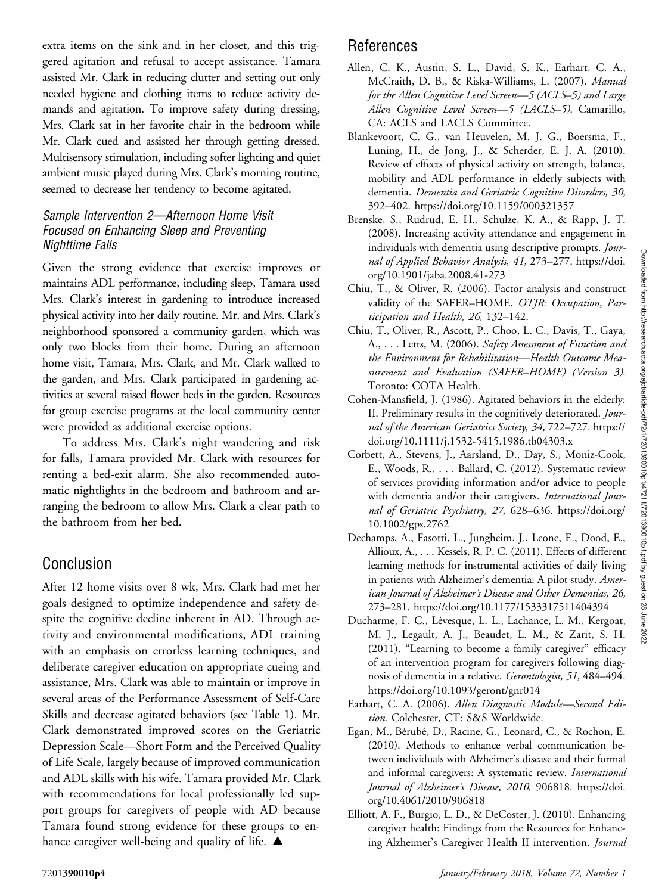extra items on the sink and in her closet, and this triggered agitation and refusal to accept assistance. Tamara assisted Mr. Clark in reducing clutter and setting out only needed hygiene and clothing items to reduce activity demands and agitation. To improve safety during dressing, Mrs. Clark sat in her favorite chair in the bedroom while Mr. Clark cued and assisted her through getting dressed. Multisensory stimulation, including softer lighting and quiet ambient music played during Mrs. Clark's morning routine, seemed to decrease her tendency to become agitated.

### *Sample Intervention 2—Afternoon Home Visit Focused on Enhancing Sleep and Preventing Nighttime Falls*

Given the strong evidence that exercise improves or maintains ADL performance, including sleep, Tamara used Mrs. Clark's interest in gardening to introduce increased physical activity into her daily routine. Mr. and Mrs. Clark's neighborhood sponsored a community garden, which was only two blocks from their home. During an afternoon home visit, Tamara, Mrs. Clark, and Mr. Clark walked to the garden, and Mrs. Clark participated in gardening activities at several raised flower beds in the garden. Resources for group exercise programs at the local community center were provided as additional exercise options.

To address Mrs. Clark's night wandering and risk for falls, Tamara provided Mr. Clark with resources for renting a bed-exit alarm. She also recommended automatic nightlights in the bedroom and bathroom and arranging the bedroom to allow Mrs. Clark a clear path to the bathroom from her bed.

## Conclusion

After 12 home visits over 8 wk, Mrs. Clark had met her goals designed to optimize independence and safety despite the cognitive decline inherent in AD. Through activity and environmental modifications, ADL training with an emphasis on errorless learning techniques, and deliberate caregiver education on appropriate cueing and assistance, Mrs. Clark was able to maintain or improve in several areas of the Performance Assessment of Self-Care Skills and decrease agitated behaviors (see Table 1). Mr. Clark demonstrated improved scores on the Geriatric Depression Scale—Short Form and the Perceived Quality of Life Scale, largely because of improved communication and ADL skills with his wife. Tamara provided Mr. Clark with recommendations for local professionally led support groups for caregivers of people with AD because Tamara found strong evidence for these groups to enhance caregiver well-being and quality of life. ▲

## References

Allen, C. K., Austin, S. L., David, S. K., Earhart, C. A., McCraith, D. B., & Riska-Williams, L. (2007). *Manual for the Allen Cognitive Level Screen—5 (ACLS–5) and Large Allen Cognitive Level Screen—5 (LACLS–5)*. Camarillo, CA: ACLS and LACLS Committee.

Blankevoort, C. G., van Heuvelen, M. J. G., Boersma, F., Luning, H., de Jong, J., & Scherder, E. J. A. (2010). Review of effects of physical activity on strength, balance, mobility and ADL performance in elderly subjects with dementia. *Dementia and Geriatric Cognitive Disorders, 30,* 392–402. https://doi.org/10.1159/000321357

Brenske, S., Rudrud, E. H., Schulze, K. A., & Rapp, J. T. (2008). Increasing activity attendance and engagement in individuals with dementia using descriptive prompts. *Journal of Applied Behavior Analysis, 41,* 273–277. https://doi.org/10.1901/jaba.2008.41-273

Chiu, T., & Oliver, R. (2006). Factor analysis and construct validity of the SAFER–HOME. *OTJR: Occupation, Participation and Health, 26,* 132–142.

Chiu, T., Oliver, R., Ascott, P., Choo, L. C., Davis, T., Gaya, A., . . . Letts, M. (2006). *Safety Assessment of Function and the Environment for Rehabilitation—Health Outcome Measurement and Evaluation (SAFER–HOME) (Version 3)*. Toronto: COTA Health.

Cohen-Mansfield, J. (1986). Agitated behaviors in the elderly: II. Preliminary results in the cognitively deteriorated. *Journal of the American Geriatrics Society, 34,* 722–727. https://doi.org/10.1111/j.1532-5415.1986.tb04303.x

Corbett, A., Stevens, J., Aarsland, D., Day, S., Moniz-Cook, E., Woods, R., . . . Ballard, C. (2012). Systematic review of services providing information and/or advice to people with dementia and/or their caregivers. *International Journal of Geriatric Psychiatry, 27,* 628–636. https://doi.org/10.1002/gps.2762

Dechamps, A., Fasotti, L., Jungheim, J., Leone, E., Dood, E., Allioux, A., . . . Kessels, R. P. C. (2011). Effects of different learning methods for instrumental activities of daily living in patients with Alzheimer's dementia: A pilot study. *American Journal of Alzheimer's Disease and Other Dementias, 26,* 273–281. https://doi.org/10.1177/1533317511404394

Ducharme, F. C., Lévesque, L. L., Lachance, L. M., Kergoat, M. J., Legault, A. J., Beaudet, L. M., & Zarit, S. H. (2011). "Learning to become a family caregiver" efficacy of an intervention program for caregivers following diagnosis of dementia in a relative. *Gerontologist, 51,* 484–494. https://doi.org/10.1093/geront/gnr014

Earhart, C. A. (2006). *Allen Diagnostic Module—Second Edition*. Colchester, CT: S&S Worldwide.

Egan, M., Bérubé, D., Racine, G., Leonard, C., & Rochon, E. (2010). Methods to enhance verbal communication between individuals with Alzheimer's disease and their formal and informal caregivers: A systematic review. *International Journal of Alzheimer's Disease, 2010,* 906818. https://doi.org/10.4061/2010/906818

Elliott, A. F., Burgio, L. D., & DeCoster, J. (2010). Enhancing caregiver health: Findings from the Resources for Enhancing Alzheimer's Caregiver Health II intervention. *Journal*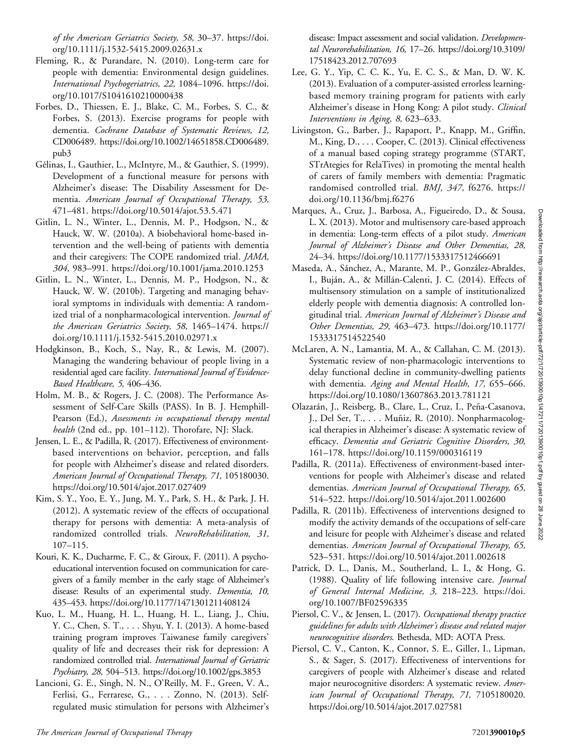*of the American Geriatrics Society, 58,* 30–37. https://doi.org/10.1111/j.1532-5415.2009.02631.x

Fleming, R., & Purandare, N. (2010). Long-term care for people with dementia: Environmental design guidelines. *International Psychogeriatrics, 22,* 1084–1096. https://doi.org/10.1017/S1041610210000438

Forbes, D., Thiessen, E. J., Blake, C. M., Forbes, S. C., & Forbes, S. (2013). Exercise programs for people with dementia. *Cochrane Database of Systematic Reviews, 12,* CD006489. https://doi.org/10.1002/14651858.CD006489.pub3

Gélinas, I., Gauthier, L., McIntyre, M., & Gauthier, S. (1999). Development of a functional measure for persons with Alzheimer's disease: The Disability Assessment for Dementia. *American Journal of Occupational Therapy, 53,* 471–481. https://doi.org/10.5014/ajot.53.5.471

Gitlin, L. N., Winter, L., Dennis, M. P., Hodgson, N., & Hauck, W. W. (2010a). A biobehavioral home-based intervention and the well-being of patients with dementia and their caregivers: The COPE randomized trial. *JAMA, 304,* 983–991. https://doi.org/10.1001/jama.2010.1253

Gitlin, L. N., Winter, L., Dennis, M. P., Hodgson, N., & Hauck, W. W. (2010b). Targeting and managing behavioral symptoms in individuals with dementia: A randomized trial of a nonpharmacological intervention. *Journal of the American Geriatrics Society, 58,* 1465–1474. https://doi.org/10.1111/j.1532-5415.2010.02971.x

Hodgkinson, B., Koch, S., Nay, R., & Lewis, M. (2007). Managing the wandering behaviour of people living in a residential aged care facility. *International Journal of Evidence-Based Healthcare, 5,* 406–436.

Holm, M. B., & Rogers, J. C. (2008). The Performance Assessment of Self-Care Skills (PASS). In B. J. Hemphill-Pearson (Ed.), *Assessments in occupational therapy mental health* (2nd ed., pp. 101–112). Thorofare, NJ: Slack.

Jensen, L. E., & Padilla, R. (2017). Effectiveness of environment-based interventions on behavior, perception, and falls for people with Alzheimer's disease and related disorders. *American Journal of Occupational Therapy, 71,* 105180030. https://doi.org/10.5014/ajot.2017.027409

Kim, S. Y., Yoo, E. Y., Jung, M. Y., Park, S. H., & Park, J. H. (2012). A systematic review of the effects of occupational therapy for persons with dementia: A meta-analysis of randomized controlled trials. *NeuroRehabilitation, 31,* 107–115.

Kouri, K. K., Ducharme, F. C., & Giroux, F. (2011). A psychoeducational intervention focused on communication for caregivers of a family member in the early stage of Alzheimer's disease: Results of an experimental study. *Dementia, 10,* 435–453. https://doi.org/10.1177/1471301211408124

Kuo, L. M., Huang, H. L., Huang, H. L., Liang, J., Chiu, Y. C., Chen, S. T., . . . Shyu, Y. I. (2013). A home-based training program improves Taiwanese family caregivers' quality of life and decreases their risk for depression: A randomized controlled trial. *International Journal of Geriatric Psychiatry, 28,* 504–513. https://doi.org/10.1002/gps.3853

Lancioni, G. E., Singh, N. N., O'Reilly, M. F., Green, V. A., Ferlisi, G., Ferrarese, G., . . . Zonno, N. (2013). Self-regulated music stimulation for persons with Alzheimer's disease: Impact assessment and social validation. *Developmental Neurorehabilitation, 16,* 17–26. https://doi.org/10.3109/17518423.2012.707693

Lee, G. Y., Yip, C. C. K., Yu, E. C. S., & Man, D. W. K. (2013). Evaluation of a computer-assisted errorless learning-based memory training program for patients with early Alzheimer's disease in Hong Kong: A pilot study. *Clinical Interventions in Aging, 8,* 623–633.

Livingston, G., Barber, J., Rapaport, P., Knapp, M., Griffin, M., King, D., . . . Cooper, C. (2013). Clinical effectiveness of a manual based coping strategy programme (START, STrAtegies for RelaTives) in promoting the mental health of carers of family members with dementia: Pragmatic randomised controlled trial. *BMJ, 347,* f6276. https://doi.org/10.1136/bmj.f6276

Marques, A., Cruz, J., Barbosa, A., Figueiredo, D., & Sousa, L. X. (2013). Motor and multisensory care-based approach in dementia: Long-term effects of a pilot study. *American Journal of Alzheimer's Disease and Other Dementias, 28,* 24–34. https://doi.org/10.1177/1533317512466691

Maseda, A., Sánchez, A., Marante, M. P., González-Abraldes, I., Buján, A., & Millán-Calenti, J. C. (2014). Effects of multisensory stimulation on a sample of institutionalized elderly people with dementia diagnosis: A controlled longitudinal trial. *American Journal of Alzheimer's Disease and Other Dementias, 29,* 463–473. https://doi.org/10.1177/1533317514522540

McLaren, A. N., Lamantia, M. A., & Callahan, C. M. (2013). Systematic review of non-pharmacologic interventions to delay functional decline in community-dwelling patients with dementia. *Aging and Mental Health, 17,* 655–666. https://doi.org/10.1080/13607863.2013.781121

Olazarán, J., Reisberg, B., Clare, L., Cruz, I., Peña-Casanova, J., Del Ser, T., . . . Muñiz, R. (2010). Nonpharmacological therapies in Alzheimer's disease: A systematic review of efficacy. *Dementia and Geriatric Cognitive Disorders, 30,* 161–178. https://doi.org/10.1159/000316119

Padilla, R. (2011a). Effectiveness of environment-based interventions for people with Alzheimer's disease and related dementias. *American Journal of Occupational Therapy, 65,* 514–522. https://doi.org/10.5014/ajot.2011.002600

Padilla, R. (2011b). Effectiveness of interventions designed to modify the activity demands of the occupations of self-care and leisure for people with Alzheimer's disease and related dementias. *American Journal of Occupational Therapy, 65,* 523–531. https://doi.org/10.5014/ajot.2011.002618

Patrick, D. L., Danis, M., Southerland, L. I., & Hong, G. (1988). Quality of life following intensive care. *Journal of General Internal Medicine, 3,* 218–223. https://doi.org/10.1007/BF02596335

Piersol, C. V., & Jensen, L. (2017). *Occupational therapy practice guidelines for adults with Alzheimer's disease and related major neurocognitive disorders.* Bethesda, MD: AOTA Press.

Piersol, C. V., Canton, K., Connor, S. E., Giller, I., Lipman, S., & Sager, S. (2017). Effectiveness of interventions for caregivers of people with Alzheimer's disease and related major neurocognitive disorders: A systematic review. *American Journal of Occupational Therapy, 71,* 7105180020. https://doi.org/10.5014/ajot.2017.027581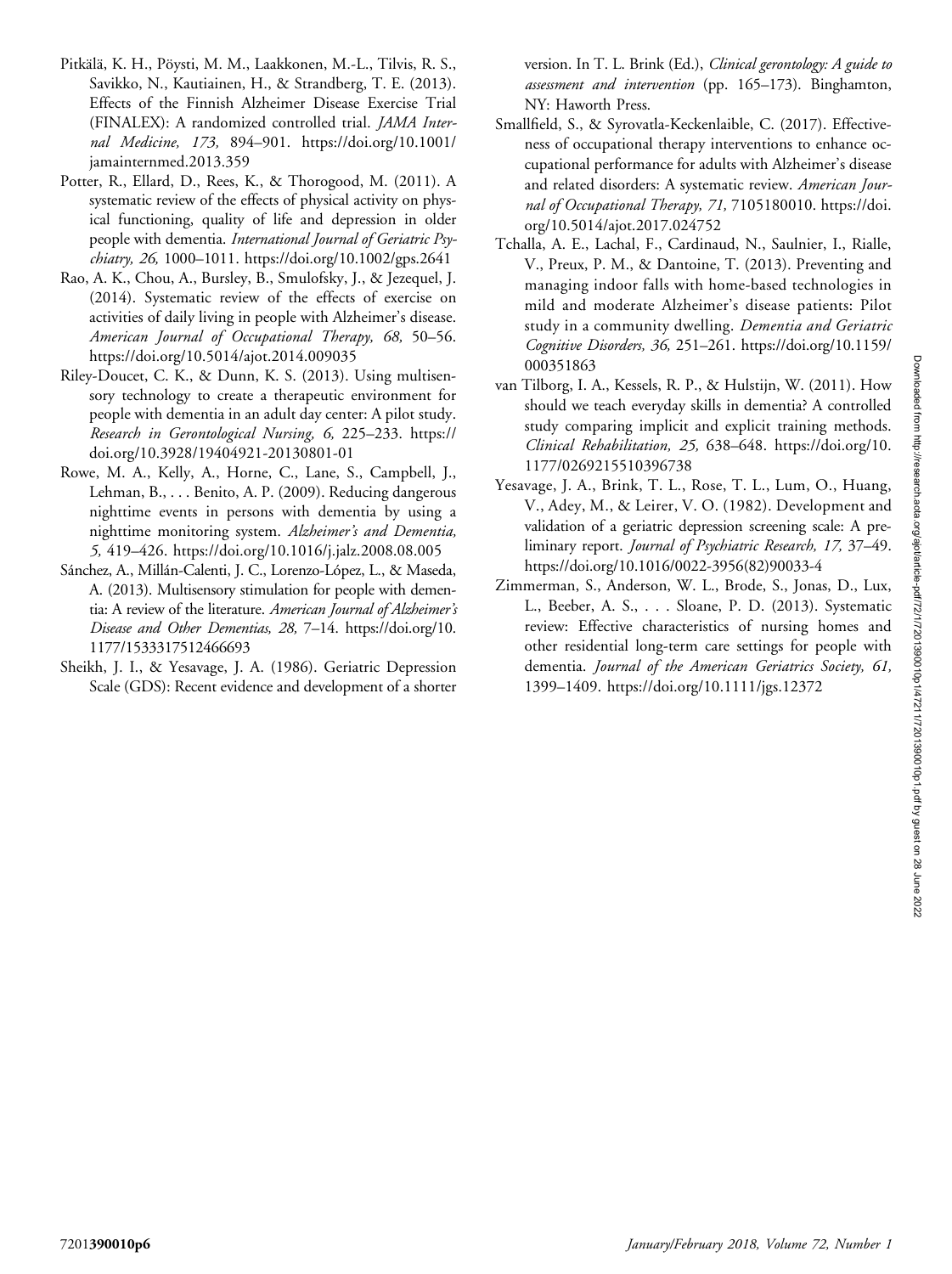Pitkälä, K. H., Pöysti, M. M., Laakkonen, M.-L., Tilvis, R. S., Savikko, N., Kautiainen, H., & Strandberg, T. E. (2013). Effects of the Finnish Alzheimer Disease Exercise Trial (FINALEX): A randomized controlled trial. *JAMA Internal Medicine, 173,* 894–901. https://doi.org/10.1001/jamainternmed.2013.359

Potter, R., Ellard, D., Rees, K., & Thorogood, M. (2011). A systematic review of the effects of physical activity on physical functioning, quality of life and depression in older people with dementia. *International Journal of Geriatric Psychiatry, 26,* 1000–1011. https://doi.org/10.1002/gps.2641

Rao, A. K., Chou, A., Bursley, B., Smulofsky, J., & Jezequel, J. (2014). Systematic review of the effects of exercise on activities of daily living in people with Alzheimer's disease. *American Journal of Occupational Therapy, 68,* 50–56. https://doi.org/10.5014/ajot.2014.009035

Riley-Doucet, C. K., & Dunn, K. S. (2013). Using multisensory technology to create a therapeutic environment for people with dementia in an adult day center: A pilot study. *Research in Gerontological Nursing, 6,* 225–233. https://doi.org/10.3928/19404921-20130801-01

Rowe, M. A., Kelly, A., Horne, C., Lane, S., Campbell, J., Lehman, B., . . . Benito, A. P. (2009). Reducing dangerous nighttime events in persons with dementia by using a nighttime monitoring system. *Alzheimer's and Dementia, 5,* 419–426. https://doi.org/10.1016/j.jalz.2008.08.005

Sánchez, A., Millán-Calenti, J. C., Lorenzo-López, L., & Maseda, A. (2013). Multisensory stimulation for people with dementia: A review of the literature. *American Journal of Alzheimer's Disease and Other Dementias, 28,* 7–14. https://doi.org/10.1177/1533317512466693

Sheikh, J. I., & Yesavage, J. A. (1986). Geriatric Depression Scale (GDS): Recent evidence and development of a shorter version. In T. L. Brink (Ed.), *Clinical gerontology: A guide to assessment and intervention* (pp. 165–173). Binghamton, NY: Haworth Press.

Smallfield, S., & Syrovatla-Keckenlaible, C. (2017). Effectiveness of occupational therapy interventions to enhance occupational performance for adults with Alzheimer's disease and related disorders: A systematic review. *American Journal of Occupational Therapy, 71,* 7105180010. https://doi.org/10.5014/ajot.2017.024752

Tchalla, A. E., Lachal, F., Cardinaud, N., Saulnier, I., Rialle, V., Preux, P. M., & Dantoine, T. (2013). Preventing and managing indoor falls with home-based technologies in mild and moderate Alzheimer's disease patients: Pilot study in a community dwelling. *Dementia and Geriatric Cognitive Disorders, 36,* 251–261. https://doi.org/10.1159/000351863

van Tilborg, I. A., Kessels, R. P., & Hulstijn, W. (2011). How should we teach everyday skills in dementia? A controlled study comparing implicit and explicit training methods. *Clinical Rehabilitation, 25,* 638–648. https://doi.org/10.1177/0269215510396738

Yesavage, J. A., Brink, T. L., Rose, T. L., Lum, O., Huang, V., Adey, M., & Leirer, V. O. (1982). Development and validation of a geriatric depression screening scale: A preliminary report. *Journal of Psychiatric Research, 17,* 37–49. https://doi.org/10.1016/0022-3956(82)90033-4

Zimmerman, S., Anderson, W. L., Brode, S., Jonas, D., Lux, L., Beeber, A. S., . . . Sloane, P. D. (2013). Systematic review: Effective characteristics of nursing homes and other residential long-term care settings for people with dementia. *Journal of the American Geriatrics Society, 61,* 1399–1409. https://doi.org/10.1111/jgs.12372